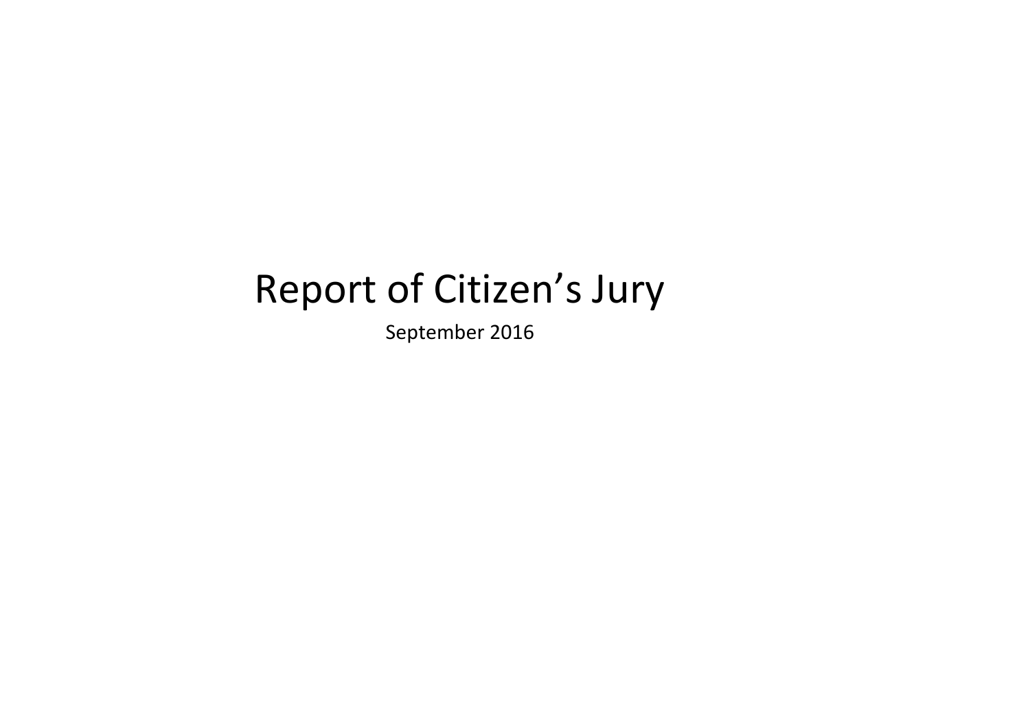# Report of Citizen’s Jury

September 2016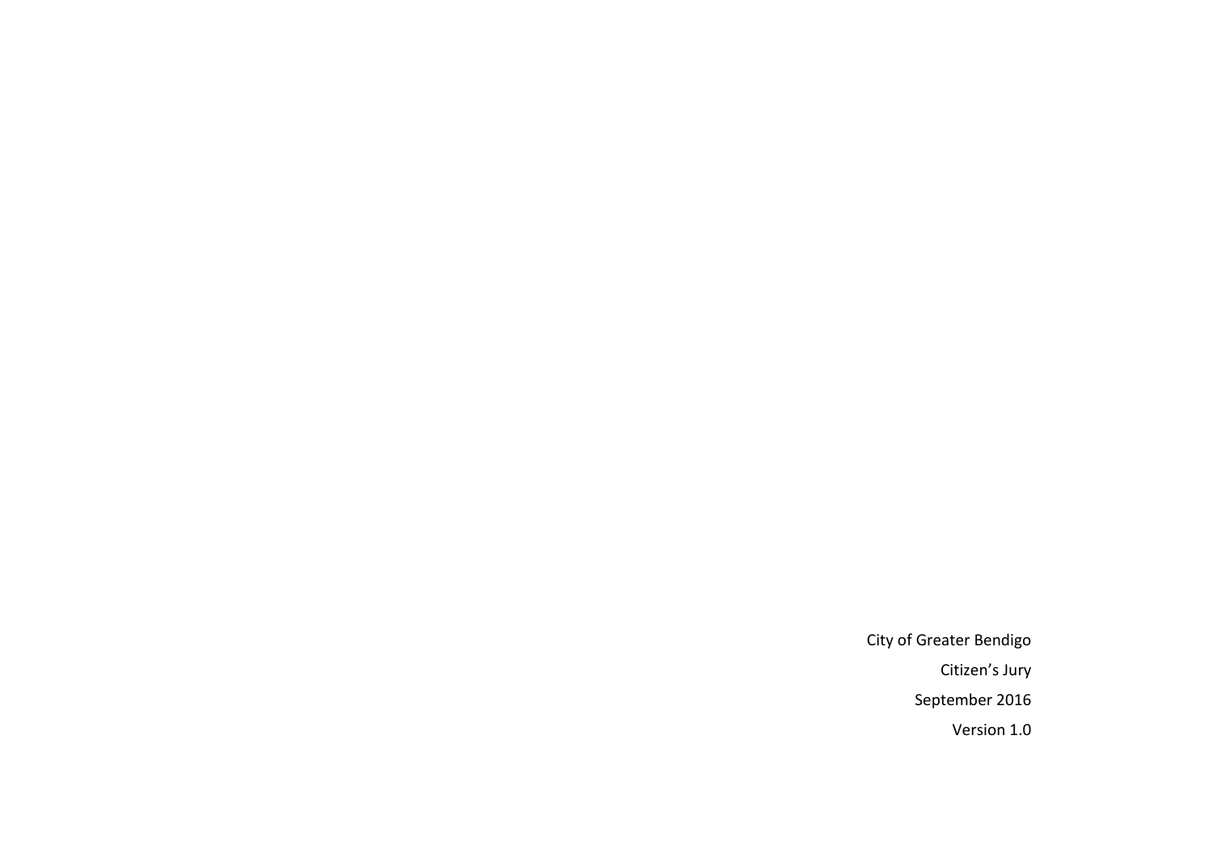City of Greater Bendigo

Citizen's Jury

September 2016

Version 1.0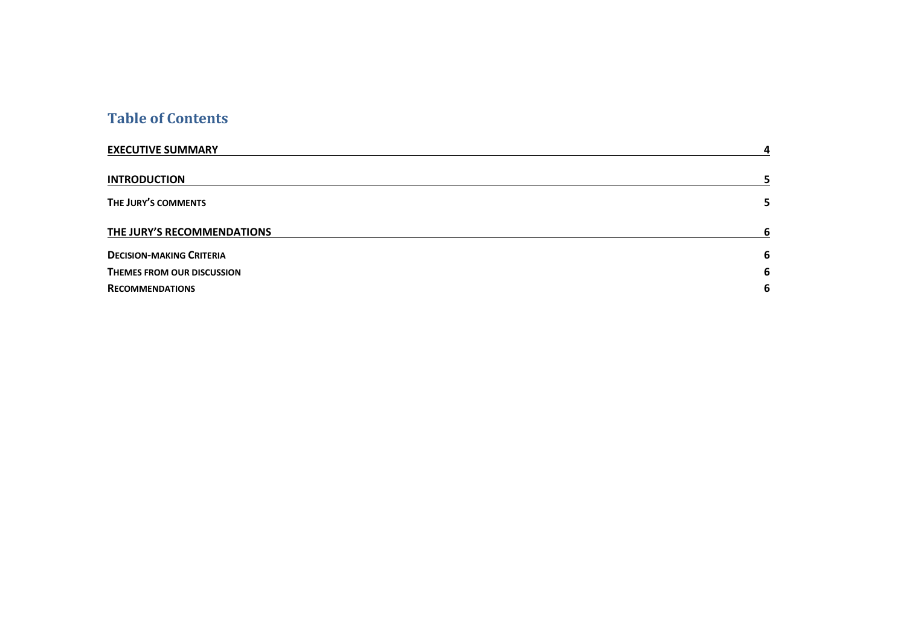# Table of Contents

**EXECUTIVE SUMMARY** 4

**INTRODUCTION** 5

**THE JURY'S COMMENTS** 5

**THE JURY'S RECOMMENDATIONS** 6

**DECISION-MAKING CRITERIA** 6

**THEMES FROM OUR DISCUSSION** 6

**RECOMMENDATIONS** 6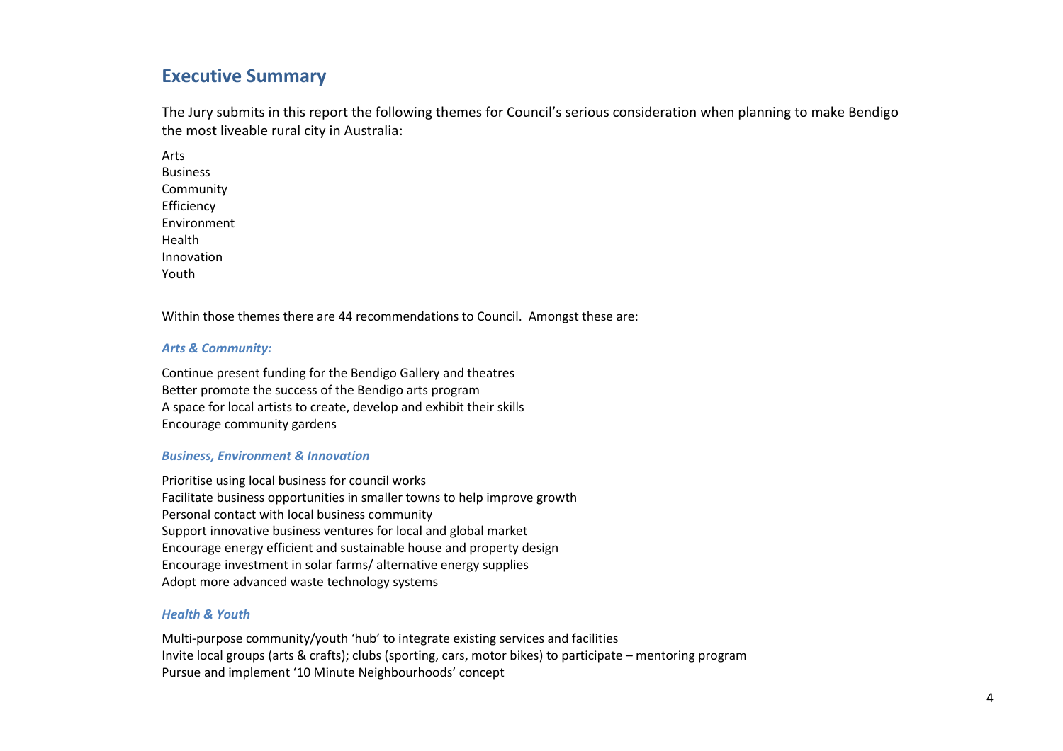## Executive Summary

The Jury submits in this report the following themes for Council's serious consideration when planning to make Bendigo the most liveable rural city in Australia:

Arts  
Business  
Community  
Efficiency  
Environment  
Health  
Innovation  
Youth

Within those themes there are 44 recommendations to Council. Amongst these are:

### *Arts & Community:*

Continue present funding for the Bendigo Gallery and theatres  
Better promote the success of the Bendigo arts program  
A space for local artists to create, develop and exhibit their skills  
Encourage community gardens

### *Business, Environment & Innovation*

Prioritise using local business for council works  
Facilitate business opportunities in smaller towns to help improve growth  
Personal contact with local business community  
Support innovative business ventures for local and global market  
Encourage energy efficient and sustainable house and property design  
Encourage investment in solar farms/ alternative energy supplies  
Adopt more advanced waste technology systems

### *Health & Youth*

Multi-purpose community/youth 'hub' to integrate existing services and facilities  
Invite local groups (arts & crafts); clubs (sporting, cars, motor bikes) to participate – mentoring program  
Pursue and implement '10 Minute Neighbourhoods' concept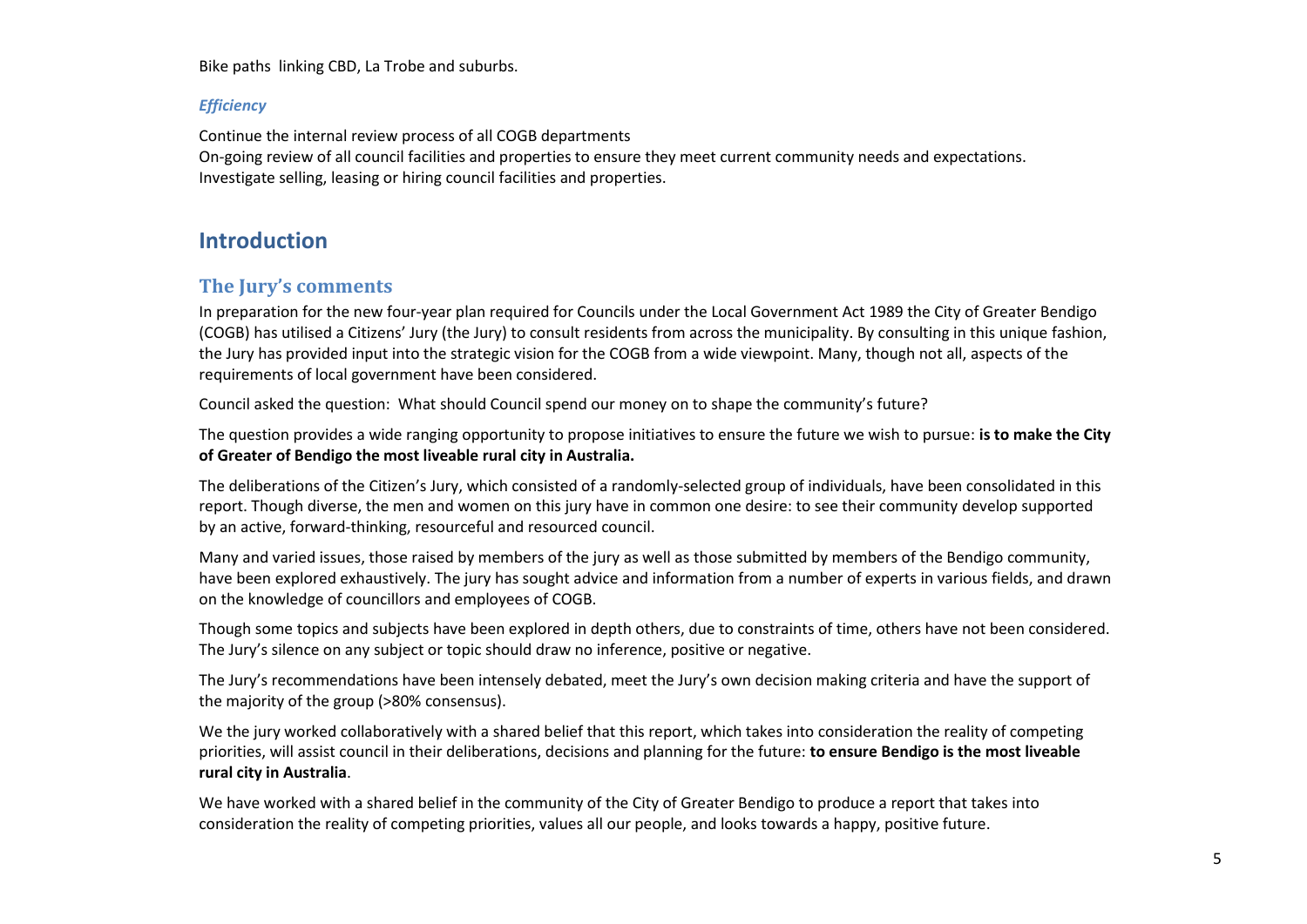Bike paths linking CBD, La Trobe and suburbs.

### *Efficiency*

Continue the internal review process of all COGB departments
On-going review of all council facilities and properties to ensure they meet current community needs and expectations.
Investigate selling, leasing or hiring council facilities and properties.

# Introduction

## The Jury's comments

In preparation for the new four-year plan required for Councils under the Local Government Act 1989 the City of Greater Bendigo (COGB) has utilised a Citizens' Jury (the Jury) to consult residents from across the municipality. By consulting in this unique fashion, the Jury has provided input into the strategic vision for the COGB from a wide viewpoint. Many, though not all, aspects of the requirements of local government have been considered.

Council asked the question: What should Council spend our money on to shape the community's future?

The question provides a wide ranging opportunity to propose initiatives to ensure the future we wish to pursue: **is to make the City of Greater of Bendigo the most liveable rural city in Australia.**

The deliberations of the Citizen's Jury, which consisted of a randomly-selected group of individuals, have been consolidated in this report. Though diverse, the men and women on this jury have in common one desire: to see their community develop supported by an active, forward-thinking, resourceful and resourced council.

Many and varied issues, those raised by members of the jury as well as those submitted by members of the Bendigo community, have been explored exhaustively. The jury has sought advice and information from a number of experts in various fields, and drawn on the knowledge of councillors and employees of COGB.

Though some topics and subjects have been explored in depth others, due to constraints of time, others have not been considered. The Jury's silence on any subject or topic should draw no inference, positive or negative.

The Jury's recommendations have been intensely debated, meet the Jury's own decision making criteria and have the support of the majority of the group (>80% consensus).

We the jury worked collaboratively with a shared belief that this report, which takes into consideration the reality of competing priorities, will assist council in their deliberations, decisions and planning for the future: **to ensure Bendigo is the most liveable rural city in Australia**.

We have worked with a shared belief in the community of the City of Greater Bendigo to produce a report that takes into consideration the reality of competing priorities, values all our people, and looks towards a happy, positive future.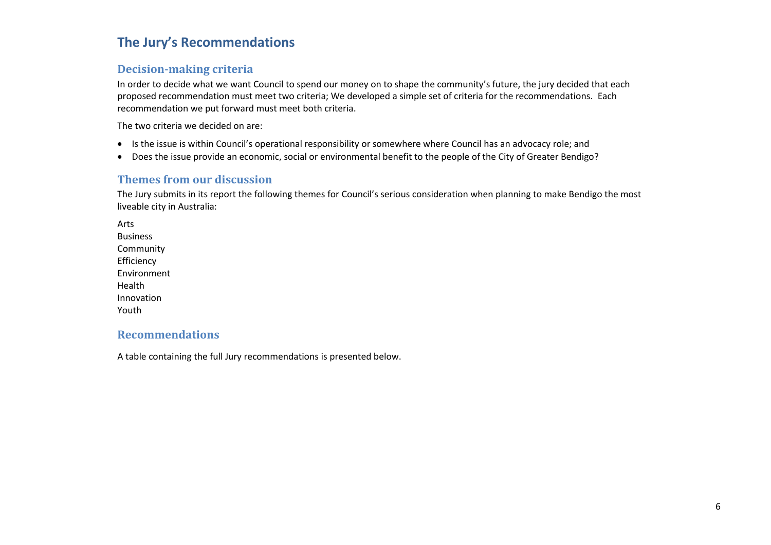# The Jury's Recommendations

## Decision-making criteria

In order to decide what we want Council to spend our money on to shape the community's future, the jury decided that each proposed recommendation must meet two criteria; We developed a simple set of criteria for the recommendations. Each recommendation we put forward must meet both criteria.

The two criteria we decided on are:

- Is the issue is within Council's operational responsibility or somewhere where Council has an advocacy role; and
- Does the issue provide an economic, social or environmental benefit to the people of the City of Greater Bendigo?

## Themes from our discussion

The Jury submits in its report the following themes for Council's serious consideration when planning to make Bendigo the most liveable city in Australia:

Arts
Business
Community
Efficiency
Environment
Health
Innovation
Youth

## Recommendations

A table containing the full Jury recommendations is presented below.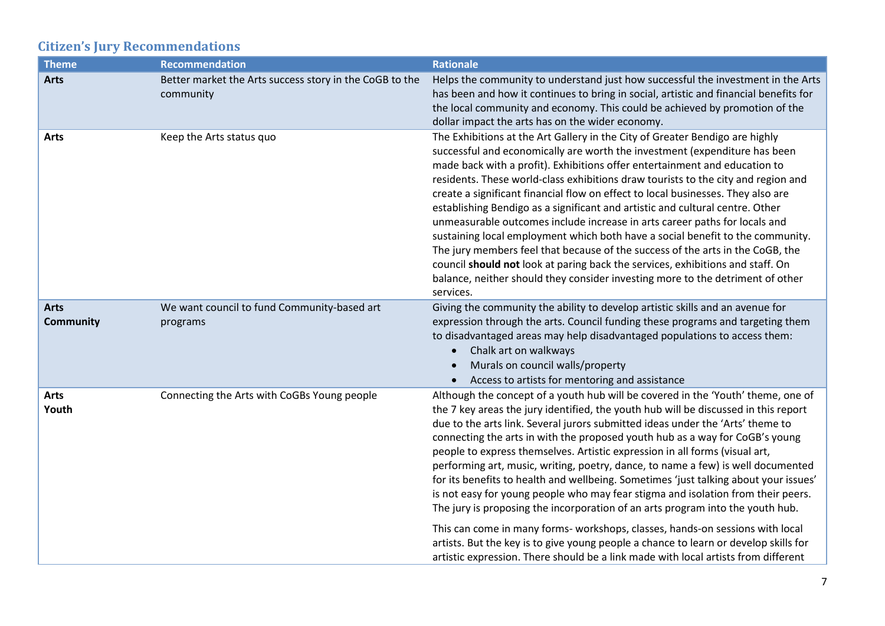## Citizen's Jury Recommendations

| Theme | Recommendation | Rationale |
|---|---|---|
| **Arts** | Better market the Arts success story in the CoGB to the community | Helps the community to understand just how successful the investment in the Arts has been and how it continues to bring in social, artistic and financial benefits for the local community and economy. This could be achieved by promotion of the dollar impact the arts has on the wider economy. |
| **Arts** | Keep the Arts status quo | The Exhibitions at the Art Gallery in the City of Greater Bendigo are highly successful and economically are worth the investment (expenditure has been made back with a profit). Exhibitions offer entertainment and education to residents. These world-class exhibitions draw tourists to the city and region and create a significant financial flow on effect to local businesses. They also are establishing Bendigo as a significant and artistic and cultural centre. Other unmeasurable outcomes include increase in arts career paths for locals and sustaining local employment which both have a social benefit to the community. The jury members feel that because of the success of the arts in the CoGB, the council **should not** look at paring back the services, exhibitions and staff. On balance, neither should they consider investing more to the detriment of other services. |
| **Arts Community** | We want council to fund Community-based art programs | Giving the community the ability to develop artistic skills and an avenue for expression through the arts. Council funding these programs and targeting them to disadvantaged areas may help disadvantaged populations to access them: <br>• Chalk art on walkways<br>• Murals on council walls/property<br>• Access to artists for mentoring and assistance |
| **Arts Youth** | Connecting the Arts with CoGBs Young people | Although the concept of a youth hub will be covered in the 'Youth' theme, one of the 7 key areas the jury identified, the youth hub will be discussed in this report due to the arts link. Several jurors submitted ideas under the 'Arts' theme to connecting the arts in with the proposed youth hub as a way for CoGB's young people to express themselves. Artistic expression in all forms (visual art, performing art, music, writing, poetry, dance, to name a few) is well documented for its benefits to health and wellbeing. Sometimes 'just talking about your issues' is not easy for young people who may fear stigma and isolation from their peers. The jury is proposing the incorporation of an arts program into the youth hub.<br><br>This can come in many forms- workshops, classes, hands-on sessions with local artists. But the key is to give young people a chance to learn or develop skills for artistic expression. There should be a link made with local artists from different |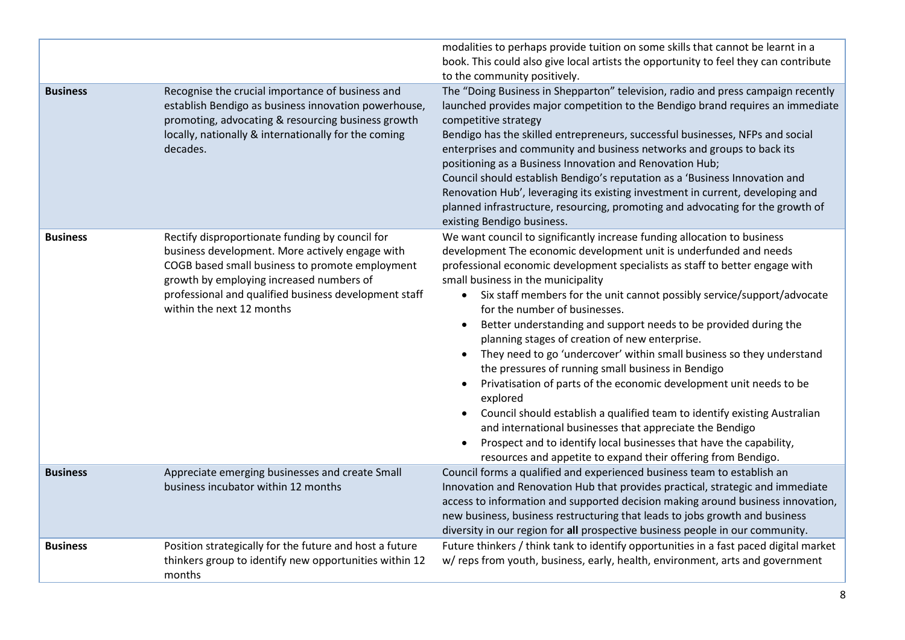| | | |
|---|---|---|
| | | modalities to perhaps provide tuition on some skills that cannot be learnt in a book. This could also give local artists the opportunity to feel they can contribute to the community positively. |
| **Business** | Recognise the crucial importance of business and establish Bendigo as business innovation powerhouse, promoting, advocating & resourcing business growth locally, nationally & internationally for the coming decades. | The "Doing Business in Shepparton" television, radio and press campaign recently launched provides major competition to the Bendigo brand requires an immediate competitive strategy<br>Bendigo has the skilled entrepreneurs, successful businesses, NFPs and social enterprises and community and business networks and groups to back its positioning as a Business Innovation and Renovation Hub;<br>Council should establish Bendigo's reputation as a 'Business Innovation and Renovation Hub', leveraging its existing investment in current, developing and planned infrastructure, resourcing, promoting and advocating for the growth of existing Bendigo business. |
| **Business** | Rectify disproportionate funding by council for business development. More actively engage with COGB based small business to promote employment growth by employing increased numbers of professional and qualified business development staff within the next 12 months | We want council to significantly increase funding allocation to business development The economic development unit is underfunded and needs professional economic development specialists as staff to better engage with small business in the municipality<br>• Six staff members for the unit cannot possibly service/support/advocate for the number of businesses.<br>• Better understanding and support needs to be provided during the planning stages of creation of new enterprise.<br>• They need to go 'undercover' within small business so they understand the pressures of running small business in Bendigo<br>• Privatisation of parts of the economic development unit needs to be explored<br>• Council should establish a qualified team to identify existing Australian and international businesses that appreciate the Bendigo<br>• Prospect and to identify local businesses that have the capability, resources and appetite to expand their offering from Bendigo. |
| **Business** | Appreciate emerging businesses and create Small business incubator within 12 months | Council forms a qualified and experienced business team to establish an Innovation and Renovation Hub that provides practical, strategic and immediate access to information and supported decision making around business innovation, new business, business restructuring that leads to jobs growth and business diversity in our region for **all** prospective business people in our community. |
| **Business** | Position strategically for the future and host a future thinkers group to identify new opportunities within 12 months | Future thinkers / think tank to identify opportunities in a fast paced digital market w/ reps from youth, business, early, health, environment, arts and government |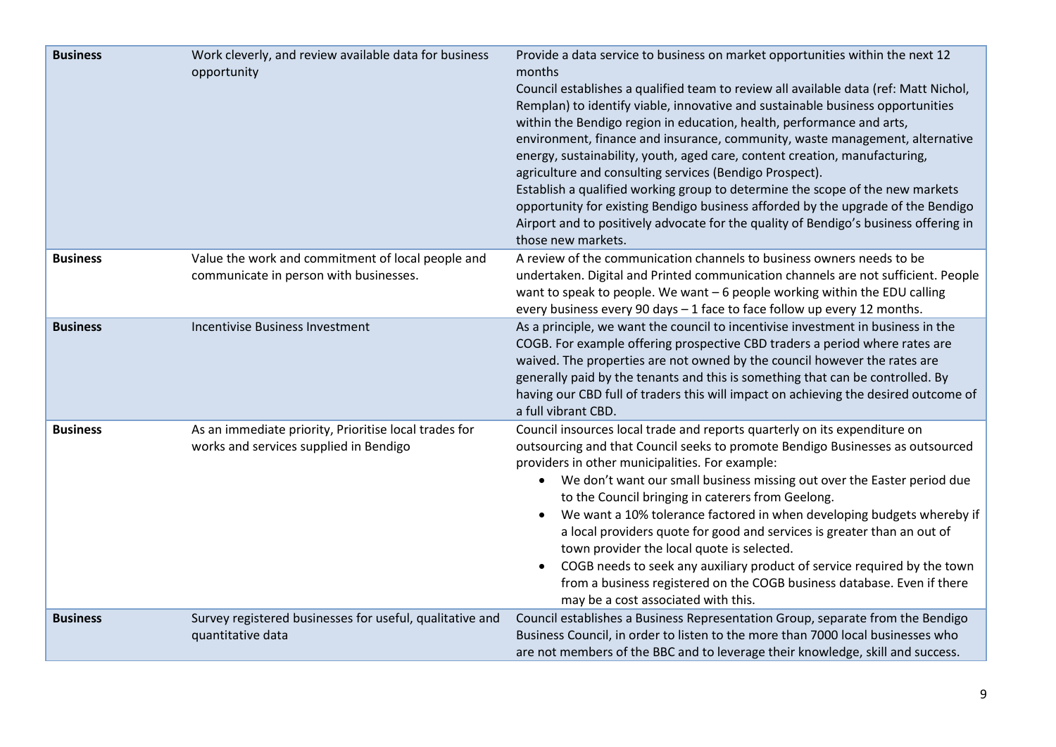| | | |
|---|---|---|
| **Business** | Work cleverly, and review available data for business opportunity | Provide a data service to business on market opportunities within the next 12 months<br>Council establishes a qualified team to review all available data (ref: Matt Nichol, Remplan) to identify viable, innovative and sustainable business opportunities within the Bendigo region in education, health, performance and arts, environment, finance and insurance, community, waste management, alternative energy, sustainability, youth, aged care, content creation, manufacturing, agriculture and consulting services (Bendigo Prospect).<br>Establish a qualified working group to determine the scope of the new markets opportunity for existing Bendigo business afforded by the upgrade of the Bendigo Airport and to positively advocate for the quality of Bendigo's business offering in those new markets. |
| **Business** | Value the work and commitment of local people and communicate in person with businesses. | A review of the communication channels to business owners needs to be undertaken. Digital and Printed communication channels are not sufficient. People want to speak to people. We want – 6 people working within the EDU calling every business every 90 days – 1 face to face follow up every 12 months. |
| **Business** | Incentivise Business Investment | As a principle, we want the council to incentivise investment in business in the COGB. For example offering prospective CBD traders a period where rates are waived. The properties are not owned by the council however the rates are generally paid by the tenants and this is something that can be controlled. By having our CBD full of traders this will impact on achieving the desired outcome of a full vibrant CBD. |
| **Business** | As an immediate priority, Prioritise local trades for works and services supplied in Bendigo | Council insources local trade and reports quarterly on its expenditure on outsourcing and that Council seeks to promote Bendigo Businesses as outsourced providers in other municipalities. For example:<br>• We don't want our small business missing out over the Easter period due to the Council bringing in caterers from Geelong.<br>• We want a 10% tolerance factored in when developing budgets whereby if a local providers quote for good and services is greater than an out of town provider the local quote is selected.<br>• COGB needs to seek any auxiliary product of service required by the town from a business registered on the COGB business database. Even if there may be a cost associated with this. |
| **Business** | Survey registered businesses for useful, qualitative and quantitative data | Council establishes a Business Representation Group, separate from the Bendigo Business Council, in order to listen to the more than 7000 local businesses who are not members of the BBC and to leverage their knowledge, skill and success. |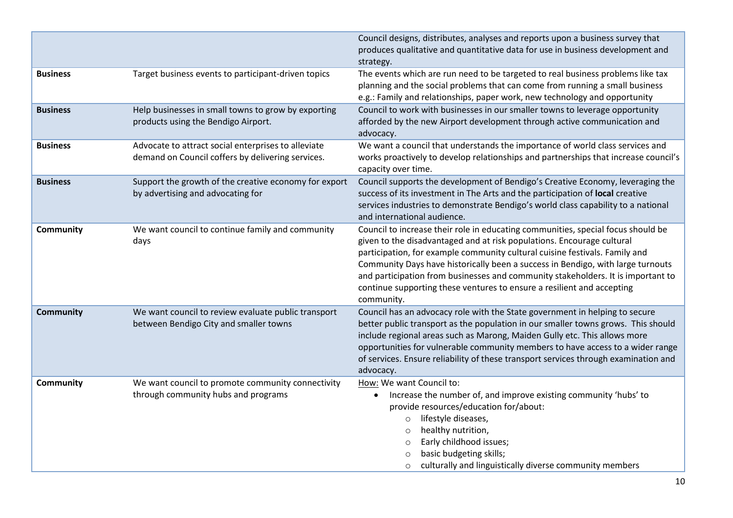| | | |
|---|---|---|
| | | Council designs, distributes, analyses and reports upon a business survey that produces qualitative and quantitative data for use in business development and strategy. |
| **Business** | Target business events to participant-driven topics | The events which are run need to be targeted to real business problems like tax planning and the social problems that can come from running a small business e.g.: Family and relationships, paper work, new technology and opportunity |
| **Business** | Help businesses in small towns to grow by exporting products using the Bendigo Airport. | Council to work with businesses in our smaller towns to leverage opportunity afforded by the new Airport development through active communication and advocacy. |
| **Business** | Advocate to attract social enterprises to alleviate demand on Council coffers by delivering services. | We want a council that understands the importance of world class services and works proactively to develop relationships and partnerships that increase council's capacity over time. |
| **Business** | Support the growth of the creative economy for export by advertising and advocating for | Council supports the development of Bendigo's Creative Economy, leveraging the success of its investment in The Arts and the participation of **local** creative services industries to demonstrate Bendigo's world class capability to a national and international audience. |
| **Community** | We want council to continue family and community days | Council to increase their role in educating communities, special focus should be given to the disadvantaged and at risk populations. Encourage cultural participation, for example community cultural cuisine festivals. Family and Community Days have historically been a success in Bendigo, with large turnouts and participation from businesses and community stakeholders. It is important to continue supporting these ventures to ensure a resilient and accepting community. |
| **Community** | We want council to review evaluate public transport between Bendigo City and smaller towns | Council has an advocacy role with the State government in helping to secure better public transport as the population in our smaller towns grows. This should include regional areas such as Marong, Maiden Gully etc. This allows more opportunities for vulnerable community members to have access to a wider range of services. Ensure reliability of these transport services through examination and advocacy. |
| **Community** | We want council to promote community connectivity through community hubs and programs | How: We want Council to:<br>• Increase the number of, and improve existing community 'hubs' to provide resources/education for/about:<br>  ○ lifestyle diseases,<br>  ○ healthy nutrition,<br>  ○ Early childhood issues;<br>  ○ basic budgeting skills;<br>  ○ culturally and linguistically diverse community members |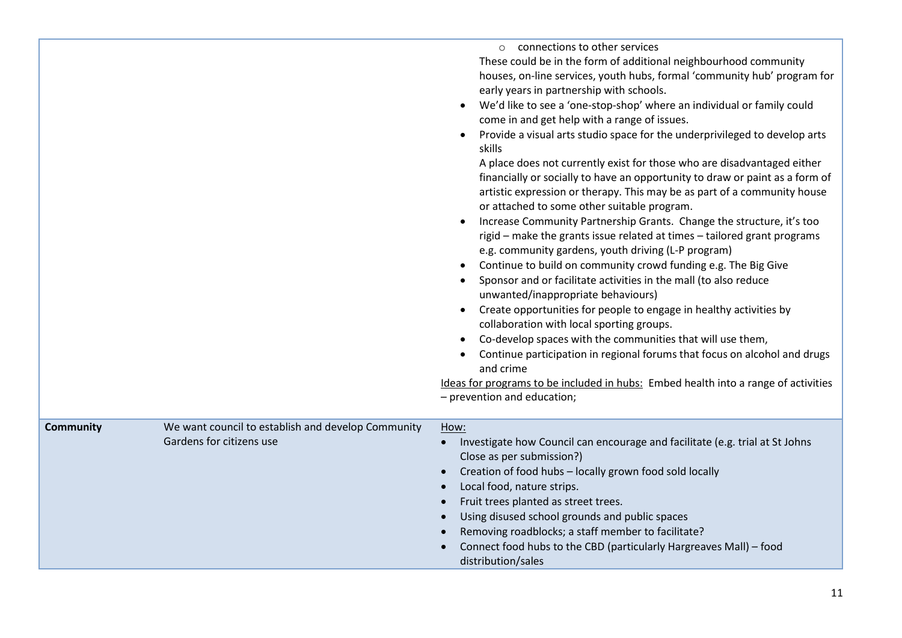| | | |
|---|---|---|
| | | ○ connections to other services<br>These could be in the form of additional neighbourhood community houses, on-line services, youth hubs, formal 'community hub' program for early years in partnership with schools.<br>• We'd like to see a 'one-stop-shop' where an individual or family could come in and get help with a range of issues.<br>• Provide a visual arts studio space for the underprivileged to develop arts skills<br>A place does not currently exist for those who are disadvantaged either financially or socially to have an opportunity to draw or paint as a form of artistic expression or therapy. This may be as part of a community house or attached to some other suitable program.<br>• Increase Community Partnership Grants. Change the structure, it's too rigid – make the grants issue related at times – tailored grant programs e.g. community gardens, youth driving (L-P program)<br>• Continue to build on community crowd funding e.g. The Big Give<br>• Sponsor and or facilitate activities in the mall (to also reduce unwanted/inappropriate behaviours)<br>• Create opportunities for people to engage in healthy activities by collaboration with local sporting groups.<br>• Co-develop spaces with the communities that will use them,<br>• Continue participation in regional forums that focus on alcohol and drugs and crime<br>Ideas for programs to be included in hubs: Embed health into a range of activities – prevention and education; |
| **Community** | We want council to establish and develop Community Gardens for citizens use | How:<br>• Investigate how Council can encourage and facilitate (e.g. trial at St Johns Close as per submission?)<br>• Creation of food hubs – locally grown food sold locally<br>• Local food, nature strips.<br>• Fruit trees planted as street trees.<br>• Using disused school grounds and public spaces<br>• Removing roadblocks; a staff member to facilitate?<br>• Connect food hubs to the CBD (particularly Hargreaves Mall) – food distribution/sales |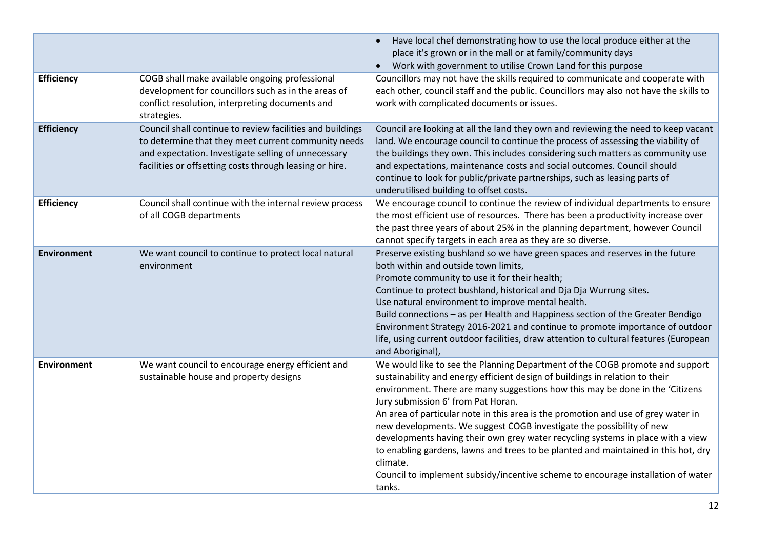| | | |
|---|---|---|
| | | • Have local chef demonstrating how to use the local produce either at the place it's grown or in the mall or at family/community days<br>• Work with government to utilise Crown Land for this purpose |
| **Efficiency** | COGB shall make available ongoing professional development for councillors such as in the areas of conflict resolution, interpreting documents and strategies. | Councillors may not have the skills required to communicate and cooperate with each other, council staff and the public. Councillors may also not have the skills to work with complicated documents or issues. |
| **Efficiency** | Council shall continue to review facilities and buildings to determine that they meet current community needs and expectation. Investigate selling of unnecessary facilities or offsetting costs through leasing or hire. | Council are looking at all the land they own and reviewing the need to keep vacant land. We encourage council to continue the process of assessing the viability of the buildings they own. This includes considering such matters as community use and expectations, maintenance costs and social outcomes. Council should continue to look for public/private partnerships, such as leasing parts of underutilised building to offset costs. |
| **Efficiency** | Council shall continue with the internal review process of all COGB departments | We encourage council to continue the review of individual departments to ensure the most efficient use of resources. There has been a productivity increase over the past three years of about 25% in the planning department, however Council cannot specify targets in each area as they are so diverse. |
| **Environment** | We want council to continue to protect local natural environment | Preserve existing bushland so we have green spaces and reserves in the future both within and outside town limits,<br>Promote community to use it for their health;<br>Continue to protect bushland, historical and Dja Dja Wurrung sites.<br>Use natural environment to improve mental health.<br>Build connections – as per Health and Happiness section of the Greater Bendigo Environment Strategy 2016-2021 and continue to promote importance of outdoor life, using current outdoor facilities, draw attention to cultural features (European and Aboriginal), |
| **Environment** | We want council to encourage energy efficient and sustainable house and property designs | We would like to see the Planning Department of the COGB promote and support sustainability and energy efficient design of buildings in relation to their environment. There are many suggestions how this may be done in the 'Citizens Jury submission 6' from Pat Horan.<br>An area of particular note in this area is the promotion and use of grey water in new developments. We suggest COGB investigate the possibility of new developments having their own grey water recycling systems in place with a view to enabling gardens, lawns and trees to be planted and maintained in this hot, dry climate.<br>Council to implement subsidy/incentive scheme to encourage installation of water tanks. |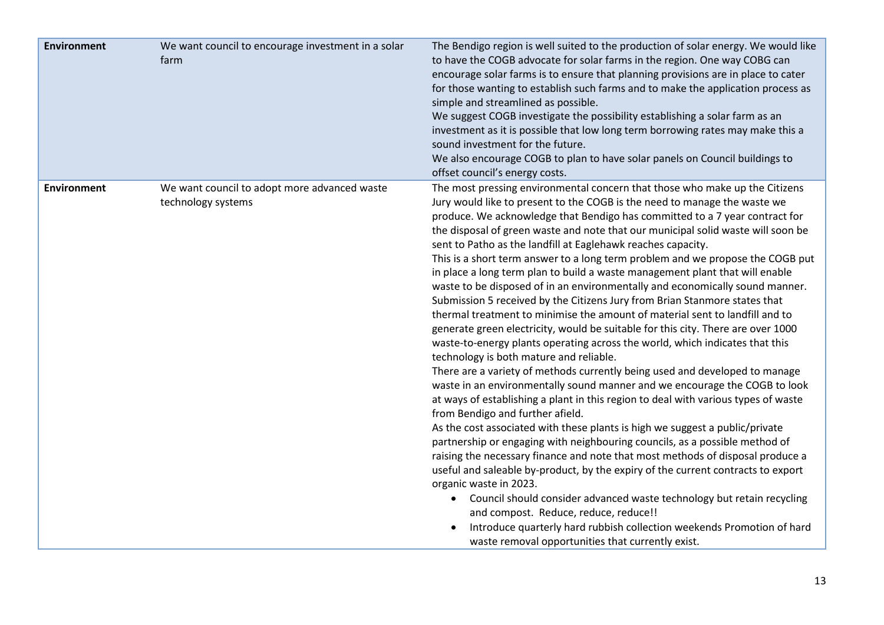| | | |
|---|---|---|
| **Environment** | We want council to encourage investment in a solar farm | The Bendigo region is well suited to the production of solar energy. We would like to have the COGB advocate for solar farms in the region. One way COBG can encourage solar farms is to ensure that planning provisions are in place to cater for those wanting to establish such farms and to make the application process as simple and streamlined as possible.<br>We suggest COGB investigate the possibility establishing a solar farm as an investment as it is possible that low long term borrowing rates may make this a sound investment for the future.<br>We also encourage COGB to plan to have solar panels on Council buildings to offset council's energy costs. |
| **Environment** | We want council to adopt more advanced waste technology systems | The most pressing environmental concern that those who make up the Citizens Jury would like to present to the COGB is the need to manage the waste we produce. We acknowledge that Bendigo has committed to a 7 year contract for the disposal of green waste and note that our municipal solid waste will soon be sent to Patho as the landfill at Eaglehawk reaches capacity.<br>This is a short term answer to a long term problem and we propose the COGB put in place a long term plan to build a waste management plant that will enable waste to be disposed of in an environmentally and economically sound manner. Submission 5 received by the Citizens Jury from Brian Stanmore states that thermal treatment to minimise the amount of material sent to landfill and to generate green electricity, would be suitable for this city. There are over 1000 waste-to-energy plants operating across the world, which indicates that this technology is both mature and reliable.<br>There are a variety of methods currently being used and developed to manage waste in an environmentally sound manner and we encourage the COGB to look at ways of establishing a plant in this region to deal with various types of waste from Bendigo and further afield.<br>As the cost associated with these plants is high we suggest a public/private partnership or engaging with neighbouring councils, as a possible method of raising the necessary finance and note that most methods of disposal produce a useful and saleable by-product, by the expiry of the current contracts to export organic waste in 2023.<br>• Council should consider advanced waste technology but retain recycling and compost. Reduce, reduce, reduce!!<br>• Introduce quarterly hard rubbish collection weekends Promotion of hard waste removal opportunities that currently exist. |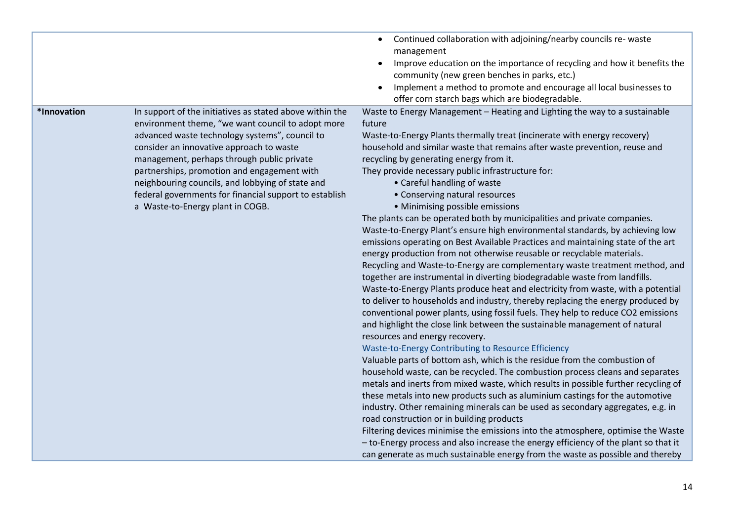| | | |
|---|---|---|
| | | • Continued collaboration with adjoining/nearby councils re- waste management<br>• Improve education on the importance of recycling and how it benefits the community (new green benches in parks, etc.)<br>• Implement a method to promote and encourage all local businesses to offer corn starch bags which are biodegradable. |
| **\*Innovation** | In support of the initiatives as stated above within the environment theme, "we want council to adopt more advanced waste technology systems", council to consider an innovative approach to waste management, perhaps through public private partnerships, promotion and engagement with neighbouring councils, and lobbying of state and federal governments for financial support to establish a Waste-to-Energy plant in COGB. | Waste to Energy Management – Heating and Lighting the way to a sustainable future<br>Waste-to-Energy Plants thermally treat (incinerate with energy recovery) household and similar waste that remains after waste prevention, reuse and recycling by generating energy from it.<br>They provide necessary public infrastructure for:<br>• Careful handling of waste<br>• Conserving natural resources<br>• Minimising possible emissions<br>The plants can be operated both by municipalities and private companies.<br>Waste-to-Energy Plant's ensure high environmental standards, by achieving low emissions operating on Best Available Practices and maintaining state of the art energy production from not otherwise reusable or recyclable materials.<br>Recycling and Waste-to-Energy are complementary waste treatment method, and together are instrumental in diverting biodegradable waste from landfills.<br>Waste-to-Energy Plants produce heat and electricity from waste, with a potential to deliver to households and industry, thereby replacing the energy produced by conventional power plants, using fossil fuels. They help to reduce $CO_2$ emissions and highlight the close link between the sustainable management of natural resources and energy recovery.<br>Waste-to-Energy Contributing to Resource Efficiency<br>Valuable parts of bottom ash, which is the residue from the combustion of household waste, can be recycled. The combustion process cleans and separates metals and inerts from mixed waste, which results in possible further recycling of these metals into new products such as aluminium castings for the automotive industry. Other remaining minerals can be used as secondary aggregates, e.g. in road construction or in building products<br>Filtering devices minimise the emissions into the atmosphere, optimise the Waste – to-Energy process and also increase the energy efficiency of the plant so that it can generate as much sustainable energy from the waste as possible and thereby |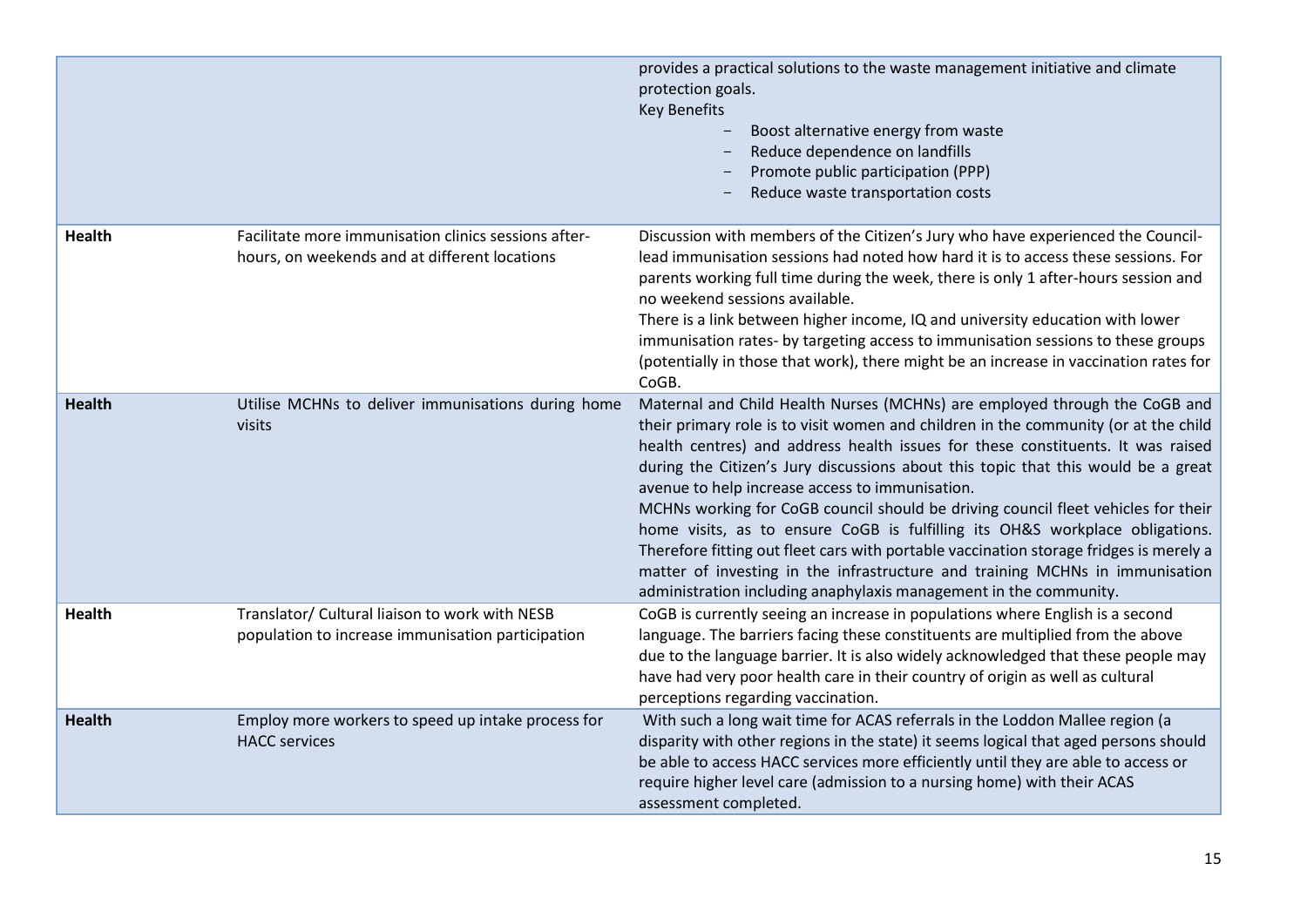| | | |
|---|---|---|
| | | provides a practical solutions to the waste management initiative and climate protection goals.<br>Key Benefits<br>- Boost alternative energy from waste<br>- Reduce dependence on landfills<br>- Promote public participation (PPP)<br>- Reduce waste transportation costs |
| **Health** | Facilitate more immunisation clinics sessions after-hours, on weekends and at different locations | Discussion with members of the Citizen's Jury who have experienced the Council-lead immunisation sessions had noted how hard it is to access these sessions. For parents working full time during the week, there is only 1 after-hours session and no weekend sessions available.<br>There is a link between higher income, IQ and university education with lower immunisation rates- by targeting access to immunisation sessions to these groups (potentially in those that work), there might be an increase in vaccination rates for CoGB. |
| **Health** | Utilise MCHNs to deliver immunisations during home visits | Maternal and Child Health Nurses (MCHNs) are employed through the CoGB and their primary role is to visit women and children in the community (or at the child health centres) and address health issues for these constituents. It was raised during the Citizen's Jury discussions about this topic that this would be a great avenue to help increase access to immunisation.<br>MCHNs working for CoGB council should be driving council fleet vehicles for their home visits, as to ensure CoGB is fulfilling its OH&S workplace obligations. Therefore fitting out fleet cars with portable vaccination storage fridges is merely a matter of investing in the infrastructure and training MCHNs in immunisation administration including anaphylaxis management in the community. |
| **Health** | Translator/ Cultural liaison to work with NESB population to increase immunisation participation | CoGB is currently seeing an increase in populations where English is a second language. The barriers facing these constituents are multiplied from the above due to the language barrier. It is also widely acknowledged that these people may have had very poor health care in their country of origin as well as cultural perceptions regarding vaccination. |
| **Health** | Employ more workers to speed up intake process for HACC services | With such a long wait time for ACAS referrals in the Loddon Mallee region (a disparity with other regions in the state) it seems logical that aged persons should be able to access HACC services more efficiently until they are able to access or require higher level care (admission to a nursing home) with their ACAS assessment completed. |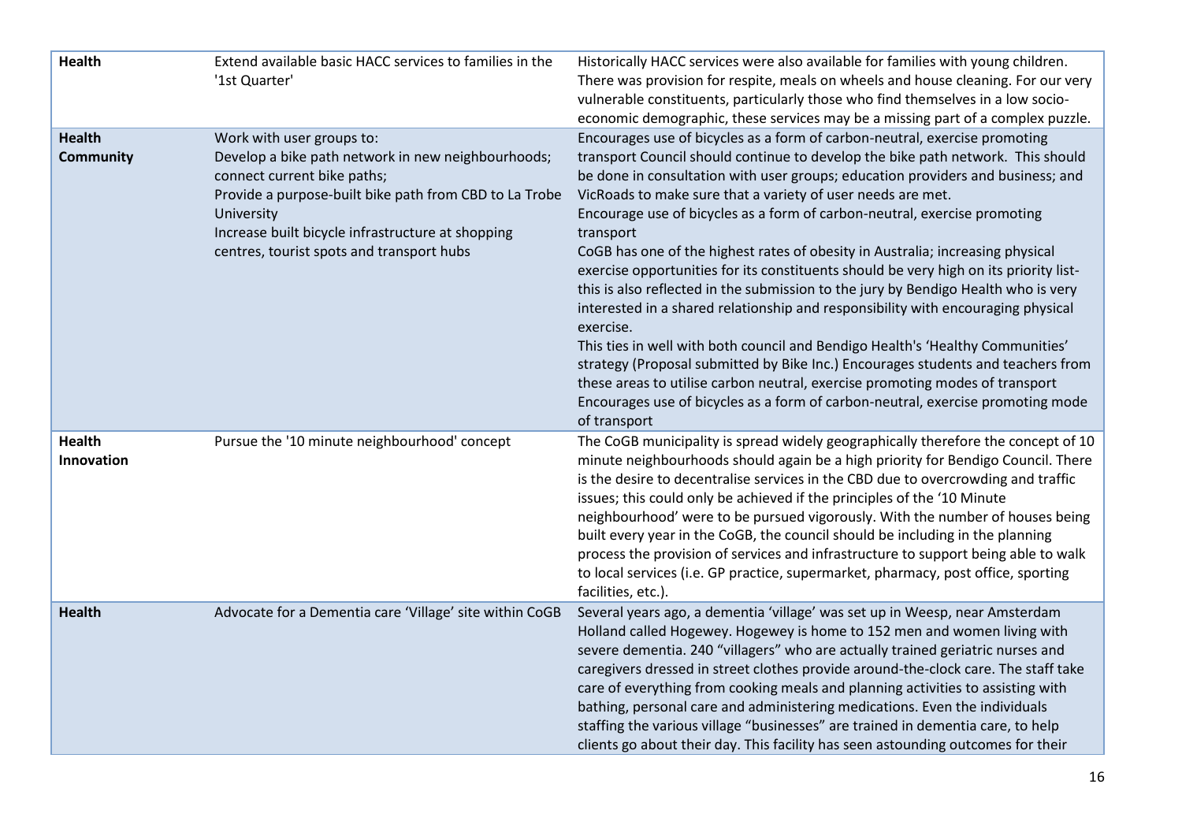| | | |
|---|---|---|
| **Health** | Extend available basic HACC services to families in the '1st Quarter' | Historically HACC services were also available for families with young children. There was provision for respite, meals on wheels and house cleaning. For our very vulnerable constituents, particularly those who find themselves in a low socio-economic demographic, these services may be a missing part of a complex puzzle. |
| **Health Community** | Work with user groups to:<br>Develop a bike path network in new neighbourhoods; connect current bike paths;<br>Provide a purpose-built bike path from CBD to La Trobe University<br>Increase built bicycle infrastructure at shopping centres, tourist spots and transport hubs | Encourages use of bicycles as a form of carbon-neutral, exercise promoting transport Council should continue to develop the bike path network. This should be done in consultation with user groups; education providers and business; and VicRoads to make sure that a variety of user needs are met.<br>Encourage use of bicycles as a form of carbon-neutral, exercise promoting transport<br>CoGB has one of the highest rates of obesity in Australia; increasing physical exercise opportunities for its constituents should be very high on its priority list- this is also reflected in the submission to the jury by Bendigo Health who is very interested in a shared relationship and responsibility with encouraging physical exercise.<br>This ties in well with both council and Bendigo Health's 'Healthy Communities' strategy (Proposal submitted by Bike Inc.) Encourages students and teachers from these areas to utilise carbon neutral, exercise promoting modes of transport<br>Encourages use of bicycles as a form of carbon-neutral, exercise promoting mode of transport |
| **Health Innovation** | Pursue the '10 minute neighbourhood' concept | The CoGB municipality is spread widely geographically therefore the concept of 10 minute neighbourhoods should again be a high priority for Bendigo Council. There is the desire to decentralise services in the CBD due to overcrowding and traffic issues; this could only be achieved if the principles of the '10 Minute neighbourhood' were to be pursued vigorously. With the number of houses being built every year in the CoGB, the council should be including in the planning process the provision of services and infrastructure to support being able to walk to local services (i.e. GP practice, supermarket, pharmacy, post office, sporting facilities, etc.). |
| **Health** | Advocate for a Dementia care 'Village' site within CoGB | Several years ago, a dementia 'village' was set up in Weesp, near Amsterdam Holland called Hogewey. Hogewey is home to 152 men and women living with severe dementia. 240 "villagers" who are actually trained geriatric nurses and caregivers dressed in street clothes provide around-the-clock care. The staff take care of everything from cooking meals and planning activities to assisting with bathing, personal care and administering medications. Even the individuals staffing the various village "businesses" are trained in dementia care, to help clients go about their day. This facility has seen astounding outcomes for their |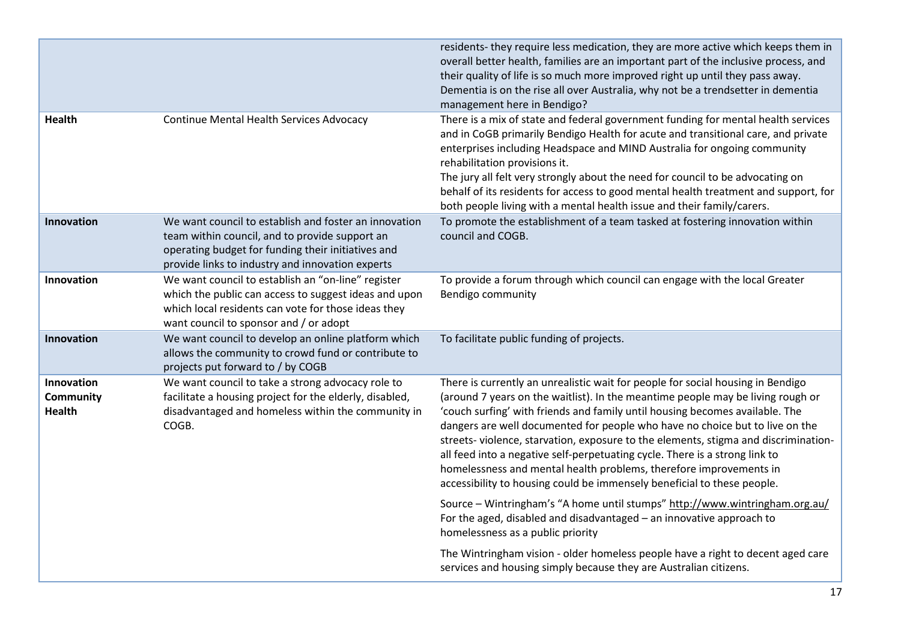| | | |
|---|---|---|
| | | residents- they require less medication, they are more active which keeps them in overall better health, families are an important part of the inclusive process, and their quality of life is so much more improved right up until they pass away. Dementia is on the rise all over Australia, why not be a trendsetter in dementia management here in Bendigo? |
| **Health** | Continue Mental Health Services Advocacy | There is a mix of state and federal government funding for mental health services and in CoGB primarily Bendigo Health for acute and transitional care, and private enterprises including Headspace and MIND Australia for ongoing community rehabilitation provisions it.<br>The jury all felt very strongly about the need for council to be advocating on behalf of its residents for access to good mental health treatment and support, for both people living with a mental health issue and their family/carers. |
| **Innovation** | We want council to establish and foster an innovation team within council, and to provide support an operating budget for funding their initiatives and provide links to industry and innovation experts | To promote the establishment of a team tasked at fostering innovation within council and COGB. |
| **Innovation** | We want council to establish an "on-line" register which the public can access to suggest ideas and upon which local residents can vote for those ideas they want council to sponsor and / or adopt | To provide a forum through which council can engage with the local Greater Bendigo community |
| **Innovation** | We want council to develop an online platform which allows the community to crowd fund or contribute to projects put forward to / by COGB | To facilitate public funding of projects. |
| **Innovation**<br>**Community**<br>**Health** | We want council to take a strong advocacy role to facilitate a housing project for the elderly, disabled, disadvantaged and homeless within the community in COGB. | There is currently an unrealistic wait for people for social housing in Bendigo (around 7 years on the waitlist). In the meantime people may be living rough or 'couch surfing' with friends and family until housing becomes available. The dangers are well documented for people who have no choice but to live on the streets- violence, starvation, exposure to the elements, stigma and discrimination- all feed into a negative self-perpetuating cycle. There is a strong link to homelessness and mental health problems, therefore improvements in accessibility to housing could be immensely beneficial to these people.<br><br>Source – Wintringham's "A home until stumps" http://www.wintringham.org.au/<br>For the aged, disabled and disadvantaged – an innovative approach to homelessness as a public priority<br><br>The Wintringham vision - older homeless people have a right to decent aged care services and housing simply because they are Australian citizens. |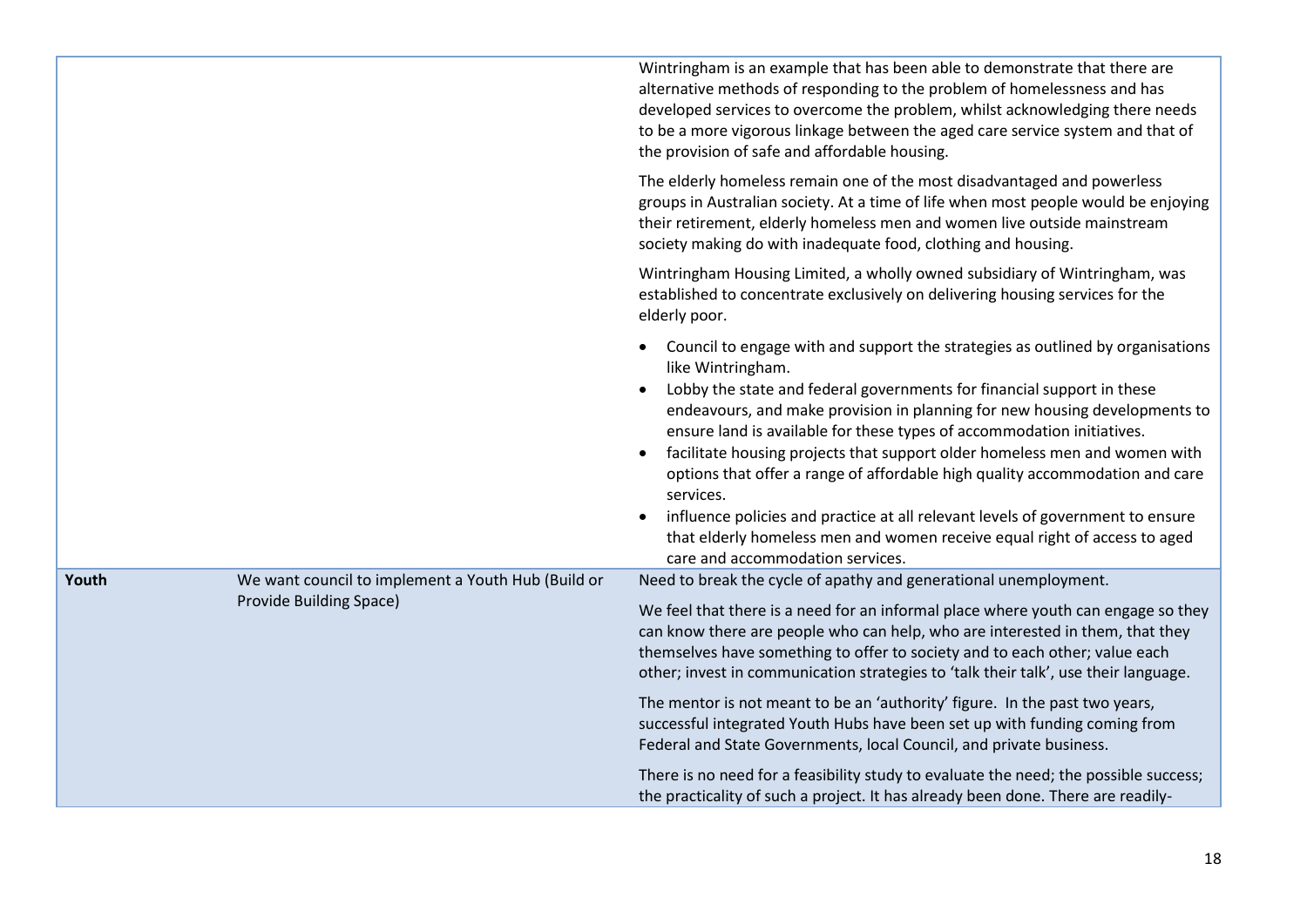| | | |
|---|---|---|
| | | Wintringham is an example that has been able to demonstrate that there are alternative methods of responding to the problem of homelessness and has developed services to overcome the problem, whilst acknowledging there needs to be a more vigorous linkage between the aged care service system and that of the provision of safe and affordable housing.<br><br>The elderly homeless remain one of the most disadvantaged and powerless groups in Australian society. At a time of life when most people would be enjoying their retirement, elderly homeless men and women live outside mainstream society making do with inadequate food, clothing and housing.<br><br>Wintringham Housing Limited, a wholly owned subsidiary of Wintringham, was established to concentrate exclusively on delivering housing services for the elderly poor.<br><br>• Council to engage with and support the strategies as outlined by organisations like Wintringham.<br>• Lobby the state and federal governments for financial support in these endeavours, and make provision in planning for new housing developments to ensure land is available for these types of accommodation initiatives.<br>• facilitate housing projects that support older homeless men and women with options that offer a range of affordable high quality accommodation and care services.<br>• influence policies and practice at all relevant levels of government to ensure that elderly homeless men and women receive equal right of access to aged care and accommodation services. |
| **Youth** | We want council to implement a Youth Hub (Build or Provide Building Space) | Need to break the cycle of apathy and generational unemployment.<br><br>We feel that there is a need for an informal place where youth can engage so they can know there are people who can help, who are interested in them, that they themselves have something to offer to society and to each other; value each other; invest in communication strategies to 'talk their talk', use their language.<br><br>The mentor is not meant to be an 'authority' figure. In the past two years, successful integrated Youth Hubs have been set up with funding coming from Federal and State Governments, local Council, and private business.<br><br>There is no need for a feasibility study to evaluate the need; the possible success; the practicality of such a project. It has already been done. There are readily- |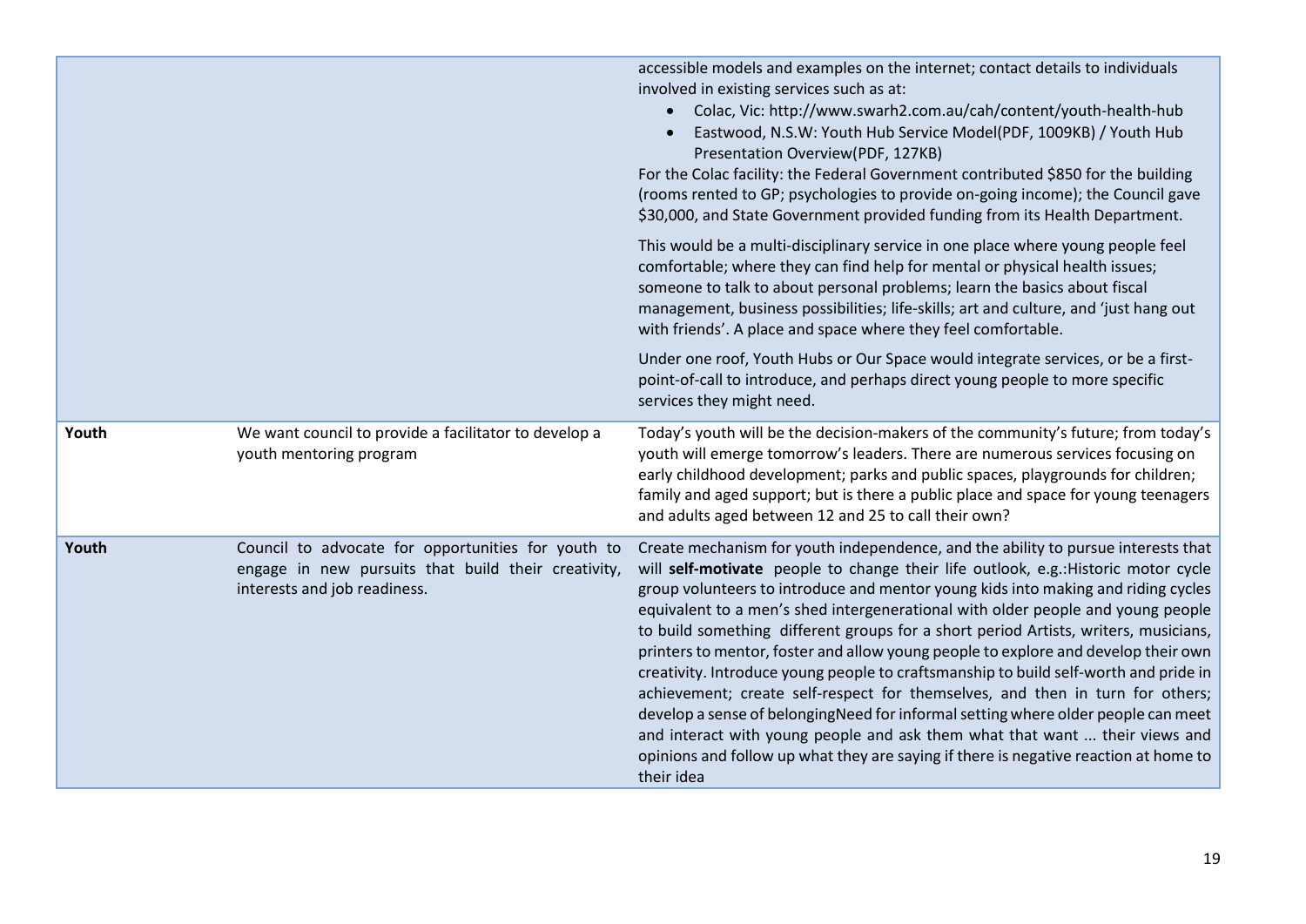| | | |
|---|---|---|
| | | accessible models and examples on the internet; contact details to individuals involved in existing services such as at:<br>• Colac, Vic: http://www.swarh2.com.au/cah/content/youth-health-hub<br>• Eastwood, N.S.W: Youth Hub Service Model(PDF, 1009KB) / Youth Hub Presentation Overview(PDF, 127KB)<br>For the Colac facility: the Federal Government contributed $850 for the building (rooms rented to GP; psychologies to provide on-going income); the Council gave $30,000, and State Government provided funding from its Health Department.<br><br>This would be a multi-disciplinary service in one place where young people feel comfortable; where they can find help for mental or physical health issues; someone to talk to about personal problems; learn the basics about fiscal management, business possibilities; life-skills; art and culture, and 'just hang out with friends'. A place and space where they feel comfortable.<br><br>Under one roof, Youth Hubs or Our Space would integrate services, or be a first-point-of-call to introduce, and perhaps direct young people to more specific services they might need. |
| **Youth** | We want council to provide a facilitator to develop a youth mentoring program | Today's youth will be the decision-makers of the community's future; from today's youth will emerge tomorrow's leaders. There are numerous services focusing on early childhood development; parks and public spaces, playgrounds for children; family and aged support; but is there a public place and space for young teenagers and adults aged between 12 and 25 to call their own? |
| **Youth** | Council to advocate for opportunities for youth to engage in new pursuits that build their creativity, interests and job readiness. | Create mechanism for youth independence, and the ability to pursue interests that will **self-motivate** people to change their life outlook, e.g.:Historic motor cycle group volunteers to introduce and mentor young kids into making and riding cycles equivalent to a men's shed intergenerational with older people and young people to build something different groups for a short period Artists, writers, musicians, printers to mentor, foster and allow young people to explore and develop their own creativity. Introduce young people to craftsmanship to build self-worth and pride in achievement; create self-respect for themselves, and then in turn for others; develop a sense of belongingNeed for informal setting where older people can meet and interact with young people and ask them what that want ... their views and opinions and follow up what they are saying if there is negative reaction at home to their idea |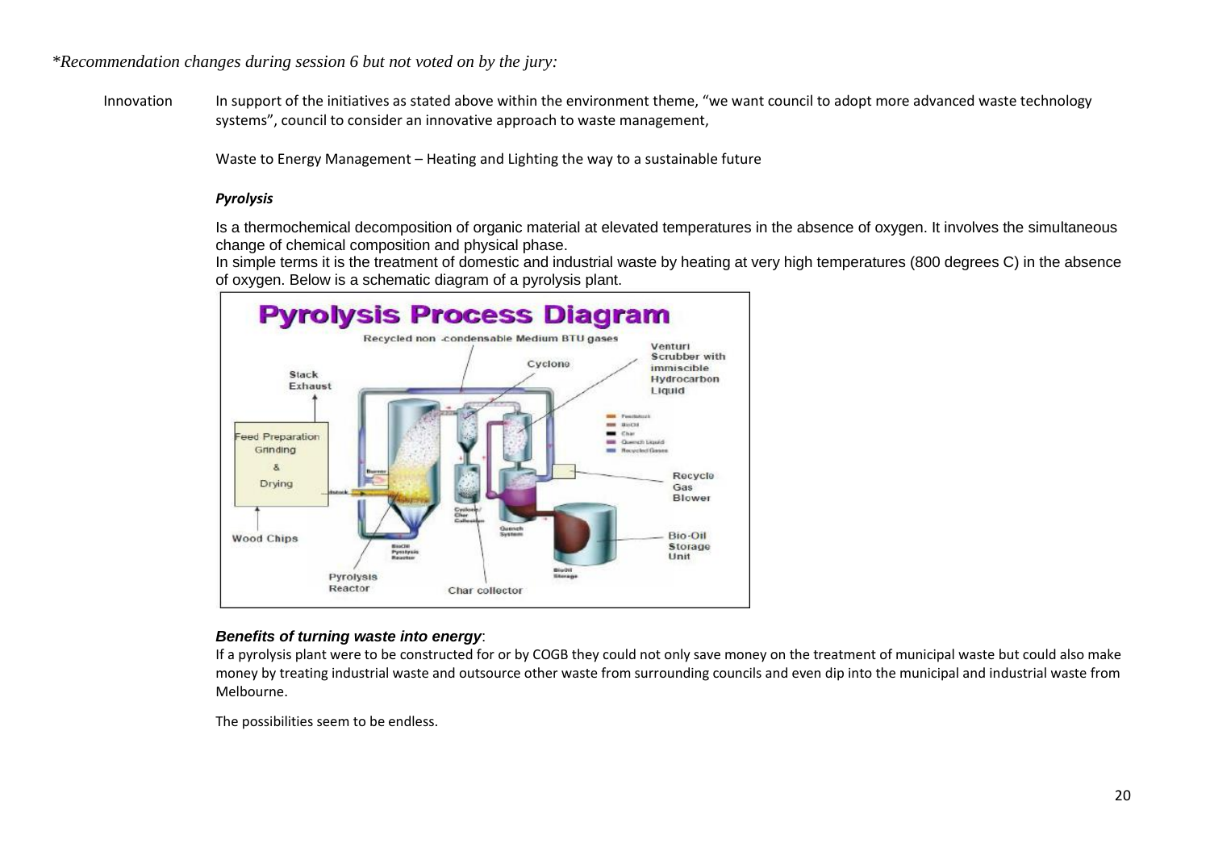*\*Recommendation changes during session 6 but not voted on by the jury:*

Innovation

In support of the initiatives as stated above within the environment theme, "we want council to adopt more advanced waste technology systems", council to consider an innovative approach to waste management,

Waste to Energy Management – Heating and Lighting the way to a sustainable future

***Pyrolysis***

Is a thermochemical decomposition of organic material at elevated temperatures in the absence of oxygen. It involves the simultaneous change of chemical composition and physical phase.
In simple terms it is the treatment of domestic and industrial waste by heating at very high temperatures (800 degrees C) in the absence of oxygen. Below is a schematic diagram of a pyrolysis plant.

***Benefits of turning waste into energy***:

If a pyrolysis plant were to be constructed for or by COGB they could not only save money on the treatment of municipal waste but could also make money by treating industrial waste and outsource other waste from surrounding councils and even dip into the municipal and industrial waste from Melbourne.

The possibilities seem to be endless.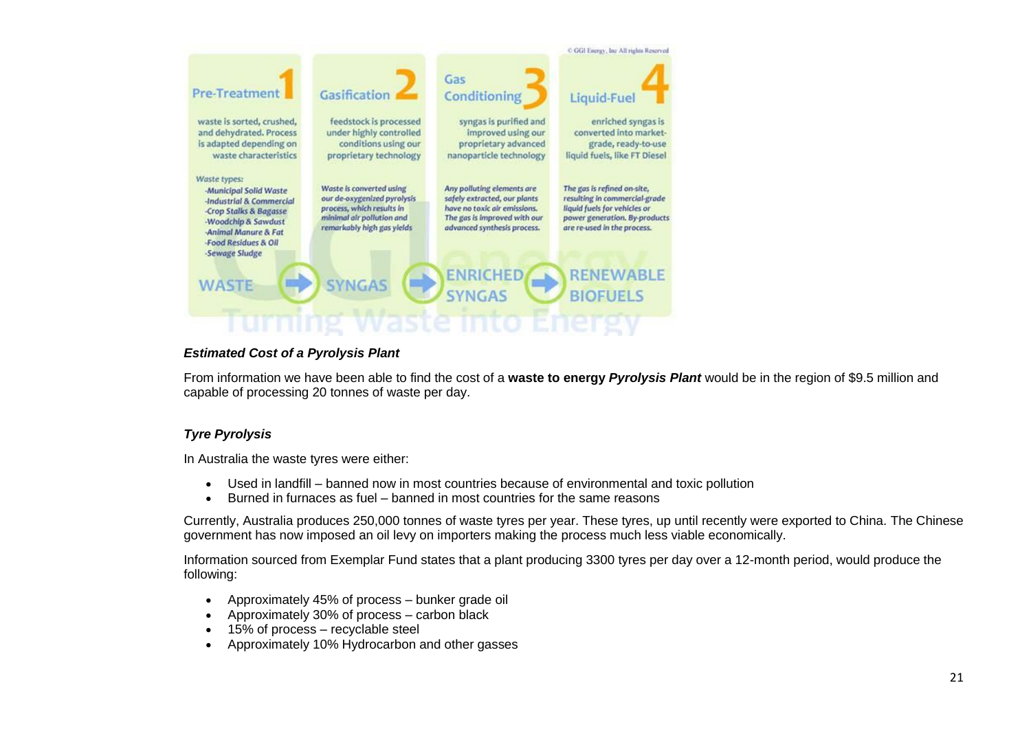© GGI Energy, Inc All rights Reserved

| Pre-Treatment 1 | Gasification 2 | Gas Conditioning 3 | Liquid-Fuel 4 |
| --- | --- | --- | --- |
| waste is sorted, crushed, and dehydrated. Process is adapted depending on waste characteristics | feedstock is processed under highly controlled conditions using our proprietary technology | syngas is purified and improved using our proprietary advanced nanoparticle technology | enriched syngas is converted into market-grade, ready-to-use liquid fuels, like FT Diesel |
| *Waste types: -Municipal Solid Waste -Industrial & Commercial -Crop Stalks & Bagasse -Woodchip & Sawdust -Animal Manure & Fat -Food Residues & Oil -Sewage Sludge* | *Waste is converted using our de-oxygenized pyrolysis process, which results in minimal air pollution and remarkably high gas yields* | *Any polluting elements are safely extracted, our plants have no toxic air emissions. The gas is improved with our advanced synthesis process.* | *The gas is refined on-site, resulting in commercial-grade liquid fuels for vehicles or power generation. By-products are re-used in the process.* |
| WASTE → | SYNGAS → | ENRICHED SYNGAS → | RENEWABLE BIOFUELS |

Turning Waste into Energy

### *Estimated Cost of a Pyrolysis Plant*

From information we have been able to find the cost of a **waste to energy *Pyrolysis Plant*** would be in the region of $9.5 million and capable of processing 20 tonnes of waste per day.

### *Tyre Pyrolysis*

In Australia the waste tyres were either:

- Used in landfill – banned now in most countries because of environmental and toxic pollution
- Burned in furnaces as fuel – banned in most countries for the same reasons

Currently, Australia produces 250,000 tonnes of waste tyres per year. These tyres, up until recently were exported to China. The Chinese government has now imposed an oil levy on importers making the process much less viable economically.

Information sourced from Exemplar Fund states that a plant producing 3300 tyres per day over a 12-month period, would produce the following:

- Approximately 45% of process – bunker grade oil
- Approximately 30% of process – carbon black
- 15% of process – recyclable steel
- Approximately 10% Hydrocarbon and other gasses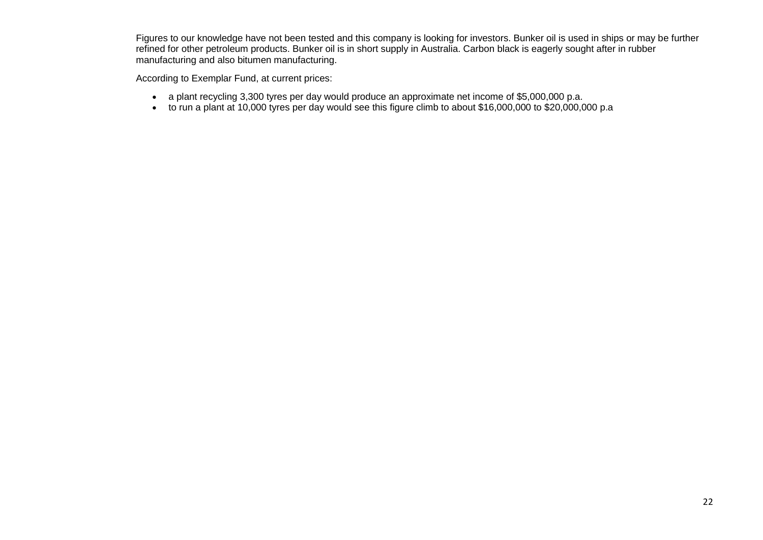Figures to our knowledge have not been tested and this company is looking for investors. Bunker oil is used in ships or may be further refined for other petroleum products. Bunker oil is in short supply in Australia. Carbon black is eagerly sought after in rubber manufacturing and also bitumen manufacturing.

According to Exemplar Fund, at current prices:

- a plant recycling 3,300 tyres per day would produce an approximate net income of $5,000,000 p.a.
- to run a plant at 10,000 tyres per day would see this figure climb to about $16,000,000 to $20,000,000 p.a